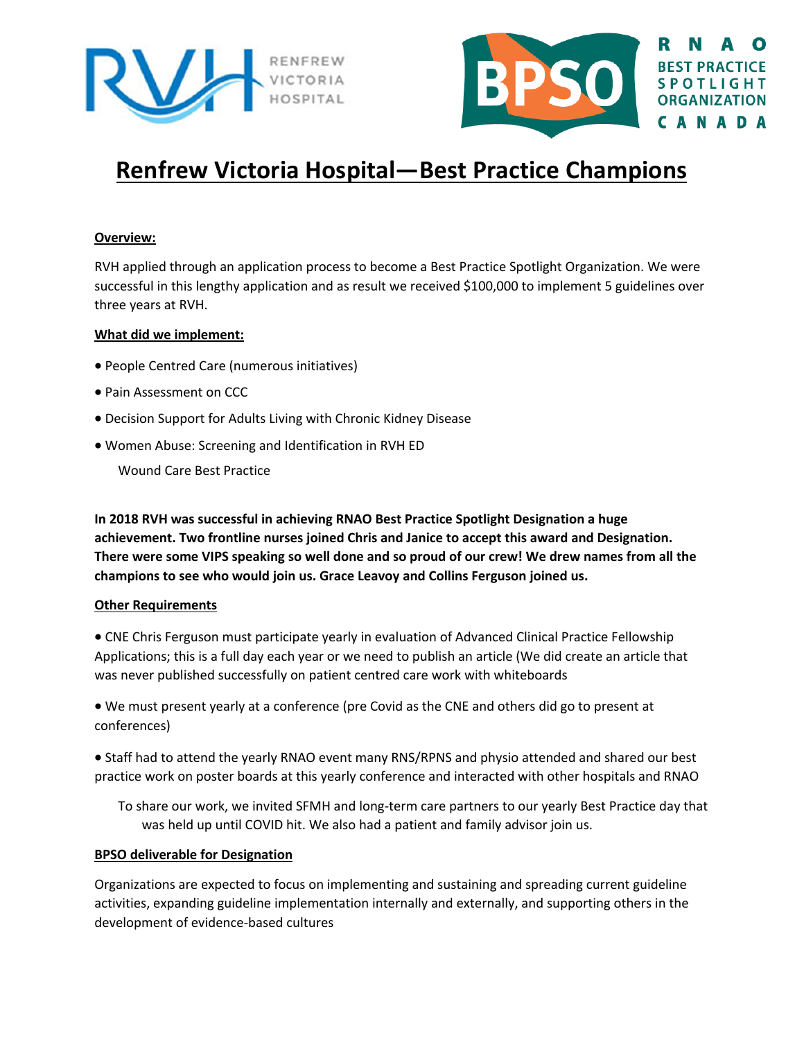# Renfrew Victoria Hospital—Best Practice Champions

**Overview:**

RVH applied through an application process to become a Best Practice Spotlight Organization. We were successful in this lengthy application and as result we received $100,000 to implement 5 guidelines over three years at RVH.

**What did we implement:**

- People Centred Care (numerous initiatives)
- Pain Assessment on CCC
- Decision Support for Adults Living with Chronic Kidney Disease
- Women Abuse: Screening and Identification in RVH ED

  Wound Care Best Practice

**In 2018 RVH was successful in achieving RNAO Best Practice Spotlight Designation a huge achievement. Two frontline nurses joined Chris and Janice to accept this award and Designation. There were some VIPS speaking so well done and so proud of our crew! We drew names from all the champions to see who would join us. Grace Leavoy and Collins Ferguson joined us.**

**Other Requirements**

- CNE Chris Ferguson must participate yearly in evaluation of Advanced Clinical Practice Fellowship Applications; this is a full day each year or we need to publish an article (We did create an article that was never published successfully on patient centred care work with whiteboards
- We must present yearly at a conference (pre Covid as the CNE and others did go to present at conferences)
- Staff had to attend the yearly RNAO event many RNS/RPNS and physio attended and shared our best practice work on poster boards at this yearly conference and interacted with other hospitals and RNAO

  To share our work, we invited SFMH and long-term care partners to our yearly Best Practice day that was held up until COVID hit. We also had a patient and family advisor join us.

**BPSO deliverable for Designation**

Organizations are expected to focus on implementing and sustaining and spreading current guideline activities, expanding guideline implementation internally and externally, and supporting others in the development of evidence-based cultures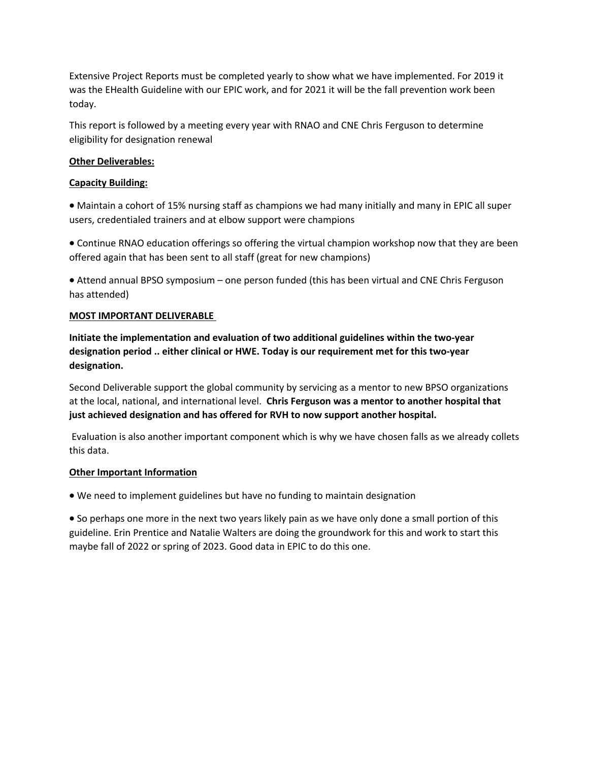Extensive Project Reports must be completed yearly to show what we have implemented. For 2019 it was the EHealth Guideline with our EPIC work, and for 2021 it will be the fall prevention work been today.

This report is followed by a meeting every year with RNAO and CNE Chris Ferguson to determine eligibility for designation renewal

**Other Deliverables:**

**Capacity Building:**

- Maintain a cohort of 15% nursing staff as champions we had many initially and many in EPIC all super users, credentialed trainers and at elbow support were champions

- Continue RNAO education offerings so offering the virtual champion workshop now that they are been offered again that has been sent to all staff (great for new champions)

- Attend annual BPSO symposium – one person funded (this has been virtual and CNE Chris Ferguson has attended)

**MOST IMPORTANT DELIVERABLE**

**Initiate the implementation and evaluation of two additional guidelines within the two-year designation period .. either clinical or HWE. Today is our requirement met for this two-year designation.**

Second Deliverable support the global community by servicing as a mentor to new BPSO organizations at the local, national, and international level. **Chris Ferguson was a mentor to another hospital that just achieved designation and has offered for RVH to now support another hospital.**

Evaluation is also another important component which is why we have chosen falls as we already collets this data.

**Other Important Information**

- We need to implement guidelines but have no funding to maintain designation

- So perhaps one more in the next two years likely pain as we have only done a small portion of this guideline. Erin Prentice and Natalie Walters are doing the groundwork for this and work to start this maybe fall of 2022 or spring of 2023. Good data in EPIC to do this one.